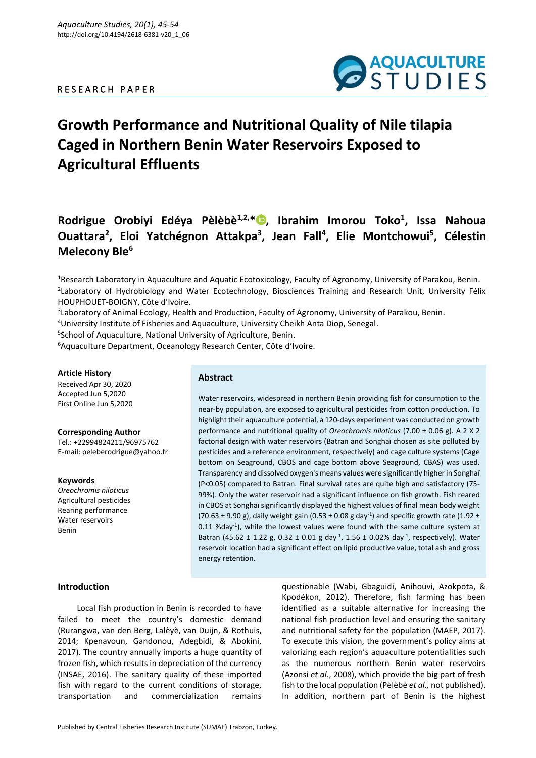RESEARCH PAPER

# Growth Performance and Nutritional Quality of Nile tilapia Caged in Northern Benin Water Reservoirs Exposed to Agricultural Effluents

**Rodrigue Orobiyi Edéya Pèlèbè[1,2,*], Ibrahim Imorou Toko[1], Issa Nahoua Ouattara[2], Eloi Yatchégnon Attakpa[3], Jean Fall[4], Elie Montchowui[5], Célestin Melecony Ble[6]**

[1]Research Laboratory in Aquaculture and Aquatic Ecotoxicology, Faculty of Agronomy, University of Parakou, Benin.
[2]Laboratory of Hydrobiology and Water Ecotechnology, Biosciences Training and Research Unit, University Félix HOUPHOUET-BOIGNY, Côte d'Ivoire.
[3]Laboratory of Animal Ecology, Health and Production, Faculty of Agronomy, University of Parakou, Benin.
[4]University Institute of Fisheries and Aquaculture, University Cheikh Anta Diop, Senegal.
[5]School of Aquaculture, National University of Agriculture, Benin.
[6]Aquaculture Department, Oceanology Research Center, Côte d'Ivoire.

**Article History**
Received Apr 30, 2020
Accepted Jun 5,2020
First Online Jun 5,2020

**Corresponding Author**
Tel.: +22994824211/96975762
E-mail: peleberodrigue@yahoo.fr

**Keywords**
*Oreochromis niloticus*
Agricultural pesticides
Rearing performance
Water reservoirs
Benin

## Abstract

Water reservoirs, widespread in northern Benin providing fish for consumption to the near-by population, are exposed to agricultural pesticides from cotton production. To highlight their aquaculture potential, a 120-days experiment was conducted on growth performance and nutritional quality of *Oreochromis niloticus* (7.00 ± 0.06 g). A 2 X 2 factorial design with water reservoirs (Batran and Songhaï chosen as site polluted by pesticides and a reference environment, respectively) and cage culture systems (Cage bottom on Seaground, CBOS and cage bottom above Seaground, CBAS) was used. Transparency and dissolved oxygen's means values were significantly higher in Songhaï ($P<0.05$) compared to Batran. Final survival rates are quite high and satisfactory (75-99%). Only the water reservoir had a significant influence on fish growth. Fish reared in CBOS at Songhaï significantly displayed the highest values of final mean body weight (70.63 ± 9.90 g), daily weight gain (0.53 ± 0.08 g day$^{-1}$) and specific growth rate (1.92 ± 0.11 %day$^{-1}$), while the lowest values were found with the same culture system at Batran (45.62 ± 1.22 g, 0.32 ± 0.01 g day$^{-1}$, 1.56 ± 0.02% day$^{-1}$, respectively). Water reservoir location had a significant effect on lipid productive value, total ash and gross energy retention.

## Introduction

Local fish production in Benin is recorded to have failed to meet the country's domestic demand (Rurangwa, van den Berg, Lalèyè, van Duijn, & Rothuis, 2014; Kpenavoun, Gandonou, Adegbidi, & Abokini, 2017). The country annually imports a huge quantity of frozen fish, which results in depreciation of the currency (INSAE, 2016). The sanitary quality of these imported fish with regard to the current conditions of storage, transportation and commercialization remains questionable (Wabi, Gbaguidi, Anihouvi, Azokpota, & Kpodékon, 2012). Therefore, fish farming has been identified as a suitable alternative for increasing the national fish production level and ensuring the sanitary and nutritional safety for the population (MAEP, 2017). To execute this vision, the government's policy aims at valorizing each region's aquaculture potentialities such as the numerous northern Benin water reservoirs (Azonsi *et al*., 2008), which provide the big part of fresh fish to the local population (Pèlèbè *et al.,* not published). In addition, northern part of Benin is the highest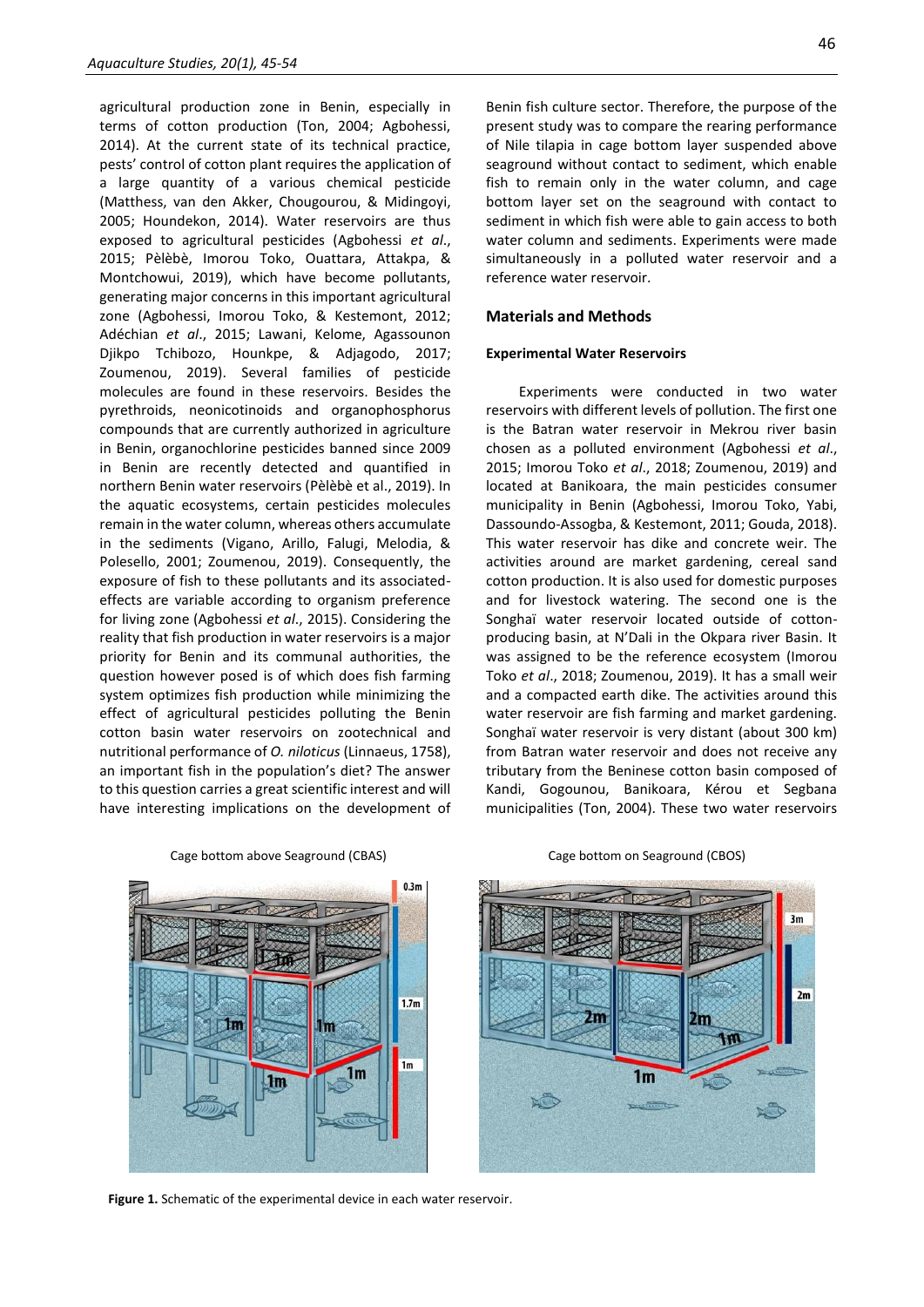agricultural production zone in Benin, especially in terms of cotton production (Ton, 2004; Agbohessi, 2014). At the current state of its technical practice, pests' control of cotton plant requires the application of a large quantity of a various chemical pesticide (Matthess, van den Akker, Chougourou, & Midingoyi, 2005; Houndekon, 2014). Water reservoirs are thus exposed to agricultural pesticides (Agbohessi *et al*., 2015; Pèlèbè, Imorou Toko, Ouattara, Attakpa, & Montchowui, 2019), which have become pollutants, generating major concerns in this important agricultural zone (Agbohessi, Imorou Toko, & Kestemont, 2012; Adéchian *et al*., 2015; Lawani, Kelome, Agassounon Djikpo Tchibozo, Hounkpe, & Adjagodo, 2017; Zoumenou, 2019). Several families of pesticide molecules are found in these reservoirs. Besides the pyrethroids, neonicotinoids and organophosphorus compounds that are currently authorized in agriculture in Benin, organochlorine pesticides banned since 2009 in Benin are recently detected and quantified in northern Benin water reservoirs (Pèlèbè et al., 2019). In the aquatic ecosystems, certain pesticides molecules remain in the water column, whereas others accumulate in the sediments (Vigano, Arillo, Falugi, Melodia, & Polesello, 2001; Zoumenou, 2019). Consequently, the exposure of fish to these pollutants and its associated-effects are variable according to organism preference for living zone (Agbohessi *et al*., 2015). Considering the reality that fish production in water reservoirs is a major priority for Benin and its communal authorities, the question however posed is of which does fish farming system optimizes fish production while minimizing the effect of agricultural pesticides polluting the Benin cotton basin water reservoirs on zootechnical and nutritional performance of *O. niloticus* (Linnaeus, 1758), an important fish in the population's diet? The answer to this question carries a great scientific interest and will have interesting implications on the development of Benin fish culture sector. Therefore, the purpose of the present study was to compare the rearing performance of Nile tilapia in cage bottom layer suspended above seaground without contact to sediment, which enable fish to remain only in the water column, and cage bottom layer set on the seaground with contact to sediment in which fish were able to gain access to both water column and sediments. Experiments were made simultaneously in a polluted water reservoir and a reference water reservoir.

## Materials and Methods

### Experimental Water Reservoirs

Experiments were conducted in two water reservoirs with different levels of pollution. The first one is the Batran water reservoir in Mekrou river basin chosen as a polluted environment (Agbohessi *et al*., 2015; Imorou Toko *et al*., 2018; Zoumenou, 2019) and located at Banikoara, the main pesticides consumer municipality in Benin (Agbohessi, Imorou Toko, Yabi, Dassoundo-Assogba, & Kestemont, 2011; Gouda, 2018). This water reservoir has dike and concrete weir. The activities around are market gardening, cereal sand cotton production. It is also used for domestic purposes and for livestock watering. The second one is the Songhaï water reservoir located outside of cotton-producing basin, at N'Dali in the Okpara river Basin. It was assigned to be the reference ecosystem (Imorou Toko *et al*., 2018; Zoumenou, 2019). It has a small weir and a compacted earth dike. The activities around this water reservoir are fish farming and market gardening. Songhaï water reservoir is very distant (about 300 km) from Batran water reservoir and does not receive any tributary from the Beninese cotton basin composed of Kandi, Gogounou, Banikoara, Kérou et Segbana municipalities (Ton, 2004). These two water reservoirs

Cage bottom above Seaground (CBAS) | Cage bottom on Seaground (CBOS)

**Figure 1.** Schematic of the experimental device in each water reservoir.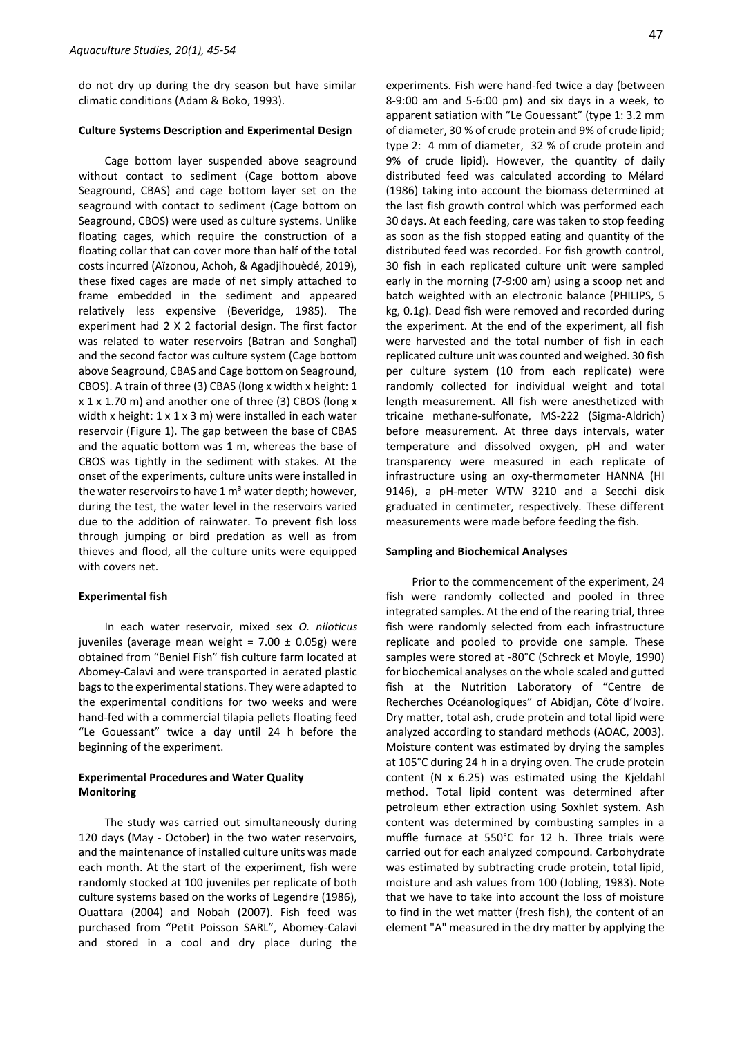do not dry up during the dry season but have similar climatic conditions (Adam & Boko, 1993).

**Culture Systems Description and Experimental Design**

Cage bottom layer suspended above seaground without contact to sediment (Cage bottom above Seaground, CBAS) and cage bottom layer set on the seaground with contact to sediment (Cage bottom on Seaground, CBOS) were used as culture systems. Unlike floating cages, which require the construction of a floating collar that can cover more than half of the total costs incurred (Aïzonou, Achoh, & Agadjihouèdé, 2019), these fixed cages are made of net simply attached to frame embedded in the sediment and appeared relatively less expensive (Beveridge, 1985). The experiment had 2 X 2 factorial design. The first factor was related to water reservoirs (Batran and Songhaï) and the second factor was culture system (Cage bottom above Seaground, CBAS and Cage bottom on Seaground, CBOS). A train of three (3) CBAS (long x width x height: 1 x 1 x 1.70 m) and another one of three (3) CBOS (long x width x height: 1 x 1 x 3 m) were installed in each water reservoir (Figure 1). The gap between the base of CBAS and the aquatic bottom was 1 m, whereas the base of CBOS was tightly in the sediment with stakes. At the onset of the experiments, culture units were installed in the water reservoirs to have 1 m³ water depth; however, during the test, the water level in the reservoirs varied due to the addition of rainwater. To prevent fish loss through jumping or bird predation as well as from thieves and flood, all the culture units were equipped with covers net.

**Experimental fish**

In each water reservoir, mixed sex *O. niloticus* juveniles (average mean weight = 7.00 ± 0.05g) were obtained from "Beniel Fish" fish culture farm located at Abomey-Calavi and were transported in aerated plastic bags to the experimental stations. They were adapted to the experimental conditions for two weeks and were hand-fed with a commercial tilapia pellets floating feed "Le Gouessant" twice a day until 24 h before the beginning of the experiment.

**Experimental Procedures and Water Quality Monitoring**

The study was carried out simultaneously during 120 days (May - October) in the two water reservoirs, and the maintenance of installed culture units was made each month. At the start of the experiment, fish were randomly stocked at 100 juveniles per replicate of both culture systems based on the works of Legendre (1986), Ouattara (2004) and Nobah (2007). Fish feed was purchased from "Petit Poisson SARL", Abomey-Calavi and stored in a cool and dry place during the experiments. Fish were hand-fed twice a day (between 8-9:00 am and 5-6:00 pm) and six days in a week, to apparent satiation with "Le Gouessant" (type 1: 3.2 mm of diameter, 30 % of crude protein and 9% of crude lipid; type 2: 4 mm of diameter, 32 % of crude protein and 9% of crude lipid). However, the quantity of daily distributed feed was calculated according to Mélard (1986) taking into account the biomass determined at the last fish growth control which was performed each 30 days. At each feeding, care was taken to stop feeding as soon as the fish stopped eating and quantity of the distributed feed was recorded. For fish growth control, 30 fish in each replicated culture unit were sampled early in the morning (7-9:00 am) using a scoop net and batch weighted with an electronic balance (PHILIPS, 5 kg, 0.1g). Dead fish were removed and recorded during the experiment. At the end of the experiment, all fish were harvested and the total number of fish in each replicated culture unit was counted and weighed. 30 fish per culture system (10 from each replicate) were randomly collected for individual weight and total length measurement. All fish were anesthetized with tricaine methane-sulfonate, MS-222 (Sigma-Aldrich) before measurement. At three days intervals, water temperature and dissolved oxygen, pH and water transparency were measured in each replicate of infrastructure using an oxy-thermometer HANNA (HI 9146), a pH-meter WTW 3210 and a Secchi disk graduated in centimeter, respectively. These different measurements were made before feeding the fish.

**Sampling and Biochemical Analyses**

Prior to the commencement of the experiment, 24 fish were randomly collected and pooled in three integrated samples. At the end of the rearing trial, three fish were randomly selected from each infrastructure replicate and pooled to provide one sample. These samples were stored at -80°C (Schreck et Moyle, 1990) for biochemical analyses on the whole scaled and gutted fish at the Nutrition Laboratory of "Centre de Recherches Océanologiques" of Abidjan, Côte d'Ivoire. Dry matter, total ash, crude protein and total lipid were analyzed according to standard methods (AOAC, 2003). Moisture content was estimated by drying the samples at 105°C during 24 h in a drying oven. The crude protein content (N x 6.25) was estimated using the Kjeldahl method. Total lipid content was determined after petroleum ether extraction using Soxhlet system. Ash content was determined by combusting samples in a muffle furnace at 550°C for 12 h. Three trials were carried out for each analyzed compound. Carbohydrate was estimated by subtracting crude protein, total lipid, moisture and ash values from 100 (Jobling, 1983). Note that we have to take into account the loss of moisture to find in the wet matter (fresh fish), the content of an element "A" measured in the dry matter by applying the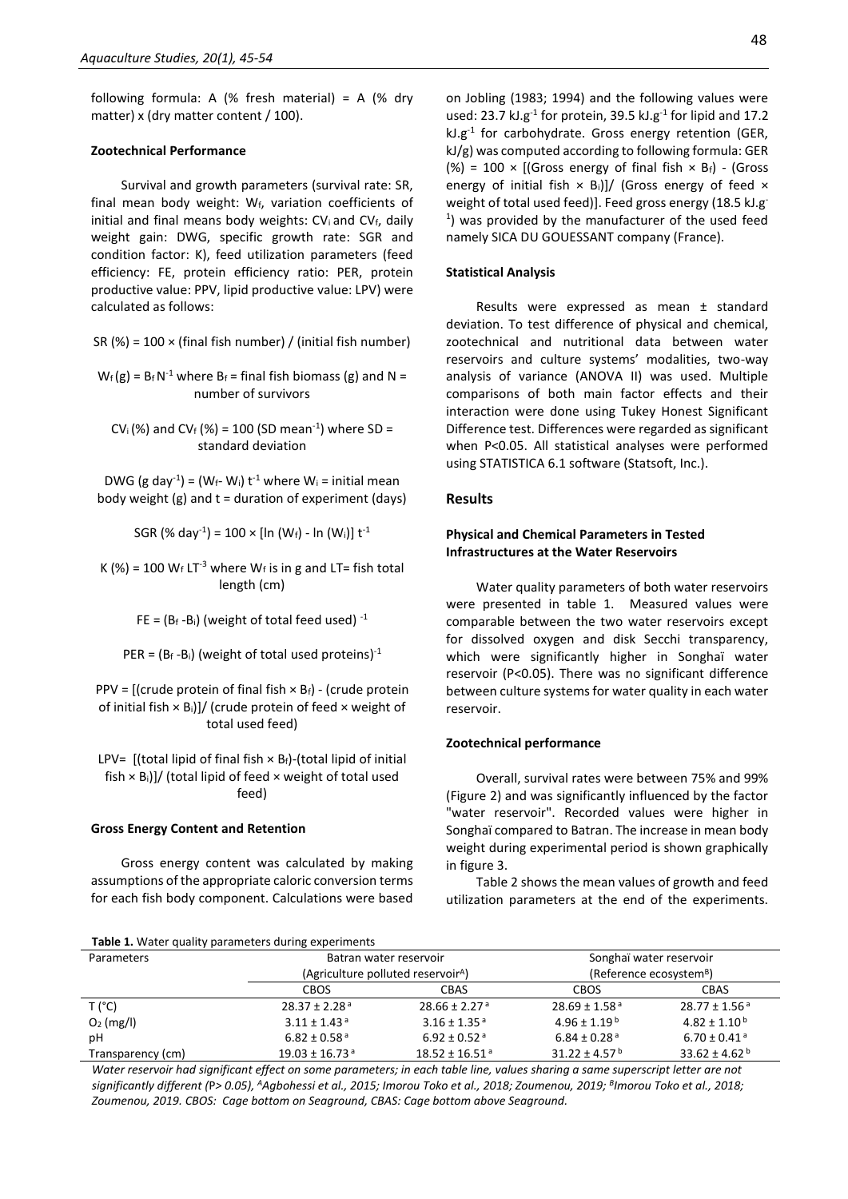following formula: A (% fresh material) = A (% dry matter) x (dry matter content / 100).

### Zootechnical Performance

Survival and growth parameters (survival rate: SR, final mean body weight: $W_f$, variation coefficients of initial and final means body weights: $CV_i$ and $CV_f$, daily weight gain: DWG, specific growth rate: SGR and condition factor: K), feed utilization parameters (feed efficiency: FE, protein efficiency ratio: PER, protein productive value: PPV, lipid productive value: LPV) were calculated as follows:

SR (%) = 100 × (final fish number) / (initial fish number)

$W_f$ (g) = $B_f N^{-1}$ where $B_f$ = final fish biomass (g) and N = number of survivors

$CV_i$ (%) and $CV_f$ (%) = 100 (SD mean$^{-1}$) where SD = standard deviation

DWG (g day$^{-1}$) = ($W_f$ - $W_i$) $t^{-1}$ where $W_i$ = initial mean body weight (g) and t = duration of experiment (days)

SGR (% day$^{-1}$) = 100 × [ln ($W_f$) - ln ($W_i$)] $t^{-1}$

K (%) = 100 $W_f$ $LT^{-3}$ where $W_f$ is in g and LT= fish total length (cm)

FE = ($B_f$ - $B_i$) (weight of total feed used) $^{-1}$

PER = ($B_f$ - $B_i$) (weight of total used proteins)$^{-1}$

PPV = [(crude protein of final fish × $B_f$) - (crude protein of initial fish × $B_i$)]/ (crude protein of feed × weight of total used feed)

LPV= [(total lipid of final fish × $B_f$)-(total lipid of initial fish × $B_i$)]/ (total lipid of feed × weight of total used feed)

### Gross Energy Content and Retention

Gross energy content was calculated by making assumptions of the appropriate caloric conversion terms for each fish body component. Calculations were based on Jobling (1983; 1994) and the following values were used: 23.7 kJ.g$^{-1}$ for protein, 39.5 kJ.g$^{-1}$ for lipid and 17.2 kJ.g$^{-1}$ for carbohydrate. Gross energy retention (GER, kJ/g) was computed according to following formula: GER (%) = 100 × [(Gross energy of final fish × $B_f$) - (Gross energy of initial fish × $B_i$)]/ (Gross energy of feed × weight of total used feed)]. Feed gross energy (18.5 kJ.g$^{-1}$) was provided by the manufacturer of the used feed namely SICA DU GOUESSANT company (France).

### Statistical Analysis

Results were expressed as mean ± standard deviation. To test difference of physical and chemical, zootechnical and nutritional data between water reservoirs and culture systems' modalities, two-way analysis of variance (ANOVA II) was used. Multiple comparisons of both main factor effects and their interaction were done using Tukey Honest Significant Difference test. Differences were regarded as significant when P<0.05. All statistical analyses were performed using STATISTICA 6.1 software (Statsoft, Inc.).

## Results

### Physical and Chemical Parameters in Tested Infrastructures at the Water Reservoirs

Water quality parameters of both water reservoirs were presented in table 1. Measured values were comparable between the two water reservoirs except for dissolved oxygen and disk Secchi transparency, which were significantly higher in Songhaï water reservoir (P<0.05). There was no significant difference between culture systems for water quality in each water reservoir.

### Zootechnical performance

Overall, survival rates were between 75% and 99% (Figure 2) and was significantly influenced by the factor "water reservoir". Recorded values were higher in Songhaï compared to Batran. The increase in mean body weight during experimental period is shown graphically in figure 3.

Table 2 shows the mean values of growth and feed utilization parameters at the end of the experiments.

**Table 1.** Water quality parameters during experiments

| Parameters | Batran water reservoir (Agriculture polluted reservoir[A]) | | Songhaï water reservoir (Reference ecosystem[B]) | |
|---|---|---|---|---|
| | CBOS | CBAS | CBOS | CBAS |
| T (°C) | 28.37 ± 2.28 [a] | 28.66 ± 2.27 [a] | 28.69 ± 1.58 [a] | 28.77 ± 1.56 [a] |
| $O_2$ (mg/l) | 3.11 ± 1.43 [a] | 3.16 ± 1.35 [a] | 4.96 ± 1.19 [b] | 4.82 ± 1.10 [b] |
| pH | 6.82 ± 0.58 [a] | 6.92 ± 0.52 [a] | 6.84 ± 0.28 [a] | 6.70 ± 0.41 [a] |
| Transparency (cm) | 19.03 ± 16.73 [a] | 18.52 ± 16.51 [a] | 31.22 ± 4.57 [b] | 33.62 ± 4.62 [b] |

*Water reservoir had significant effect on some parameters; in each table line, values sharing a same superscript letter are not significantly different (P> 0.05), [A]Agbohessi et al., 2015; Imorou Toko et al., 2018; Zoumenou, 2019; [B]Imorou Toko et al., 2018; Zoumenou, 2019. CBOS: Cage bottom on Seaground, CBAS: Cage bottom above Seaground.*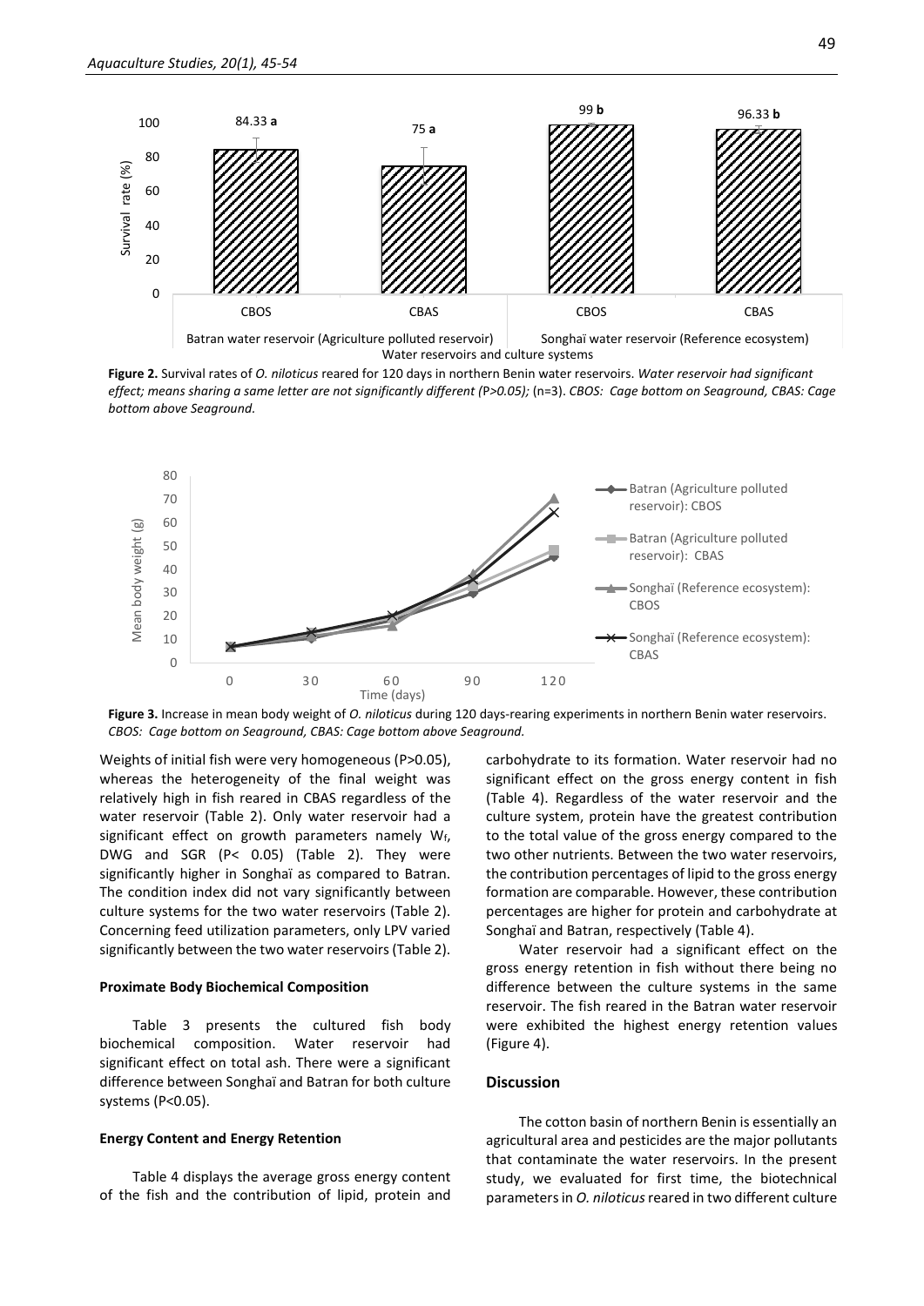**Figure 2.** Survival rates of *O. niloticus* reared for 120 days in northern Benin water reservoirs. *Water reservoir had significant effect; means sharing a same letter are not significantly different (P>0.05);* (n=3). *CBOS: Cage bottom on Seaground, CBAS: Cage bottom above Seaground.*

**Figure 3.** Increase in mean body weight of *O. niloticus* during 120 days-rearing experiments in northern Benin water reservoirs. *CBOS: Cage bottom on Seaground, CBAS: Cage bottom above Seaground.*

Weights of initial fish were very homogeneous (P>0.05), whereas the heterogeneity of the final weight was relatively high in fish reared in CBAS regardless of the water reservoir (Table 2). Only water reservoir had a significant effect on growth parameters namely $W_f$, DWG and SGR (P< 0.05) (Table 2). They were significantly higher in Songhaï as compared to Batran. The condition index did not vary significantly between culture systems for the two water reservoirs (Table 2). Concerning feed utilization parameters, only LPV varied significantly between the two water reservoirs (Table 2).

#### Proximate Body Biochemical Composition

Table 3 presents the cultured fish body biochemical composition. Water reservoir had significant effect on total ash. There were a significant difference between Songhaï and Batran for both culture systems (P<0.05).

#### Energy Content and Energy Retention

Table 4 displays the average gross energy content of the fish and the contribution of lipid, protein and carbohydrate to its formation. Water reservoir had no significant effect on the gross energy content in fish (Table 4). Regardless of the water reservoir and the culture system, protein have the greatest contribution to the total value of the gross energy compared to the two other nutrients. Between the two water reservoirs, the contribution percentages of lipid to the gross energy formation are comparable. However, these contribution percentages are higher for protein and carbohydrate at Songhaï and Batran, respectively (Table 4).

Water reservoir had a significant effect on the gross energy retention in fish without there being no difference between the culture systems in the same reservoir. The fish reared in the Batran water reservoir were exhibited the highest energy retention values (Figure 4).

## Discussion

The cotton basin of northern Benin is essentially an agricultural area and pesticides are the major pollutants that contaminate the water reservoirs. In the present study, we evaluated for first time, the biotechnical parameters in *O. niloticus* reared in two different culture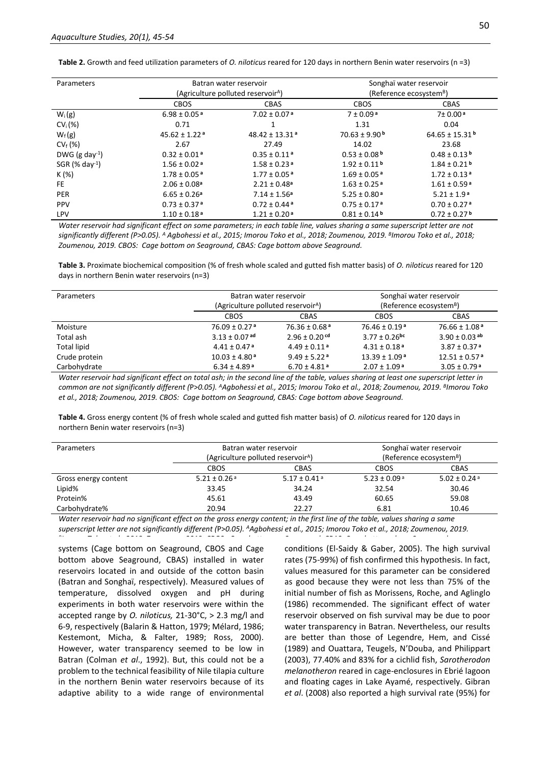**Table 2.** Growth and feed utilization parameters of *O. niloticus* reared for 120 days in northern Benin water reservoirs (n =3)

| Parameters | Batran water reservoir (Agriculture polluted reservoir[A]) | | Songhaï water reservoir (Reference ecosystem[B]) | |
|---|---|---|---|---|
| | CBOS | CBAS | CBOS | CBAS |
| $W_i$ (g) | 6.98 ± 0.05 [a] | 7.02 ± 0.07 [a] | 7 ± 0.09 [a] | 7± 0.00 [a] |
| $CV_i$ (%) | 0.71 | 1 | 1.31 | 0.04 |
| $W_f$ (g) | 45.62 ± 1.22 [a] | 48.42 ± 13.31 [a] | 70.63 ± 9.90 [b] | 64.65 ± 15.31 [b] |
| $CV_f$ (%) | 2.67 | 27.49 | 14.02 | 23.68 |
| DWG (g $day^{-1}$) | 0.32 ± 0.01 [a] | 0.35 ± 0.11 [a] | 0.53 ± 0.08 [b] | 0.48 ± 0.13 [b] |
| SGR (% $day^{-1}$) | 1.56 ± 0.02 [a] | 1.58 ± 0.23 [a] | 1.92 ± 0.11 [b] | 1.84 ± 0.21 [b] |
| K (%) | 1.78 ± 0.05 [a] | 1.77 ± 0.05 [a] | 1.69 ± 0.05 [a] | 1.72 ± 0.13 [a] |
| FE | 2.06 ± 0.08[a] | 2.21 ± 0.48[a] | 1.63 ± 0.25 [a] | 1.61 ± 0.59 [a] |
| PER | 6.65 ± 0.26[a] | 7.14 ± 1.56[a] | 5.25 ± 0.80 [a] | 5.21 ± 1.9 [a] |
| PPV | 0.73 ± 0.37 [a] | 0.72 ± 0.44 [a] | 0.75 ± 0.17 [a] | 0.70 ± 0.27 [a] |
| LPV | 1.10 ± 0.18 [a] | 1.21 ± 0.20 [a] | 0.81 ± 0.14 [b] | 0.72 ± 0.27 [b] |

*Water reservoir had significant effect on some parameters; in each table line, values sharing a same superscript letter are not significantly different (P>0.05). [A] Agbohessi et al., 2015; Imorou Toko et al., 2018; Zoumenou, 2019. [B]Imorou Toko et al., 2018; Zoumenou, 2019. CBOS: Cage bottom on Seaground, CBAS: Cage bottom above Seaground.*

**Table 3.** Proximate biochemical composition (% of fresh whole scaled and gutted fish matter basis) of *O. niloticus* reared for 120 days in northern Benin water reservoirs (n=3)

| Parameters | Batran water reservoir (Agriculture polluted reservoir[A]) | | Songhaï water reservoir (Reference ecosystem[B]) | |
|---|---|---|---|---|
| | CBOS | CBAS | CBOS | CBAS |
| Moisture | 76.09 ± 0.27 [a] | 76.36 ± 0.68 [a] | 76.46 ± 0.19 [a] | 76.66 ± 1.08 [a] |
| Total ash | 3.13 ± 0.07 [ad] | 2.96 ± 0.20 [cd] | 3.77 ± 0.26[bc] | 3.90 ± 0.03 [ab] |
| Total lipid | 4.41 ± 0.47 [a] | 4.49 ± 0.11 [a] | 4.31 ± 0.18 [a] | 3.87 ± 0.37 [a] |
| Crude protein | 10.03 ± 4.80 [a] | 9.49 ± 5.22 [a] | 13.39 ± 1.09 [a] | 12.51 ± 0.57 [a] |
| Carbohydrate | 6.34 ± 4.89 [a] | 6.70 ± 4.81 [a] | 2.07 ± 1.09 [a] | 3.05 ± 0.79 [a] |

*Water reservoir had significant effect on total ash; in the second line of the table, values sharing at least one superscript letter in common are not significantly different (P>0.05). [A]Agbohessi et al., 2015; Imorou Toko et al., 2018; Zoumenou, 2019. [B]Imorou Toko et al., 2018; Zoumenou, 2019. CBOS: Cage bottom on Seaground, CBAS: Cage bottom above Seaground.*

**Table 4.** Gross energy content (% of fresh whole scaled and gutted fish matter basis) of *O. niloticus* reared for 120 days in northern Benin water reservoirs (n=3)

| Parameters | Batran water reservoir (Agriculture polluted reservoir[A]) | | Songhaï water reservoir (Reference ecosystem[B]) | |
|---|---|---|---|---|
| | CBOS | CBAS | CBOS | CBAS |
| Gross energy content | 5.21 ± 0.26 [a] | 5.17 ± 0.41 [a] | 5.23 ± 0.09 [a] | 5.02 ± 0.24 [a] |
| Lipid% | 33.45 | 34.24 | 32.54 | 30.46 |
| Protein% | 45.61 | 43.49 | 60.65 | 59.08 |
| Carbohydrate% | 20.94 | 22.27 | 6.81 | 10.46 |

*Water reservoir had no significant effect on the gross energy content; in the first line of the table, values sharing a same superscript letter are not significantly different (P>0.05). [A]Agbohessi et al., 2015; Imorou Toko et al., 2018; Zoumenou, 2019.*

systems (Cage bottom on Seaground, CBOS and Cage bottom above Seaground, CBAS) installed in water reservoirs located in and outside of the cotton basin (Batran and Songhaï, respectively). Measured values of temperature, dissolved oxygen and pH during experiments in both water reservoirs were within the accepted range by *O. niloticus,* 21-30°C, > 2.3 mg/l and 6-9, respectively (Balarin & Hatton, 1979; Mélard, 1986; Kestemont, Micha, & Falter, 1989; Ross, 2000). However, water transparency seemed to be low in Batran (Colman *et al*., 1992). But, this could not be a problem to the technical feasibility of Nile tilapia culture in the northern Benin water reservoirs because of its adaptive ability to a wide range of environmental conditions (El-Saidy & Gaber, 2005). The high survival rates (75-99%) of fish confirmed this hypothesis. In fact, values measured for this parameter can be considered as good because they were not less than 75% of the initial number of fish as Morissens, Roche, and Aglinglo (1986) recommended. The significant effect of water reservoir observed on fish survival may be due to poor water transparency in Batran. Nevertheless, our results are better than those of Legendre, Hem, and Cissé (1989) and Ouattara, Teugels, N'Douba, and Philippart (2003), 77.40% and 83% for a cichlid fish, *Sarotherodon melanotheron* reared in cage-enclosures in Ebrié lagoon and floating cages in Lake Ayamé, respectively. Gibran *et al*. (2008) also reported a high survival rate (95%) for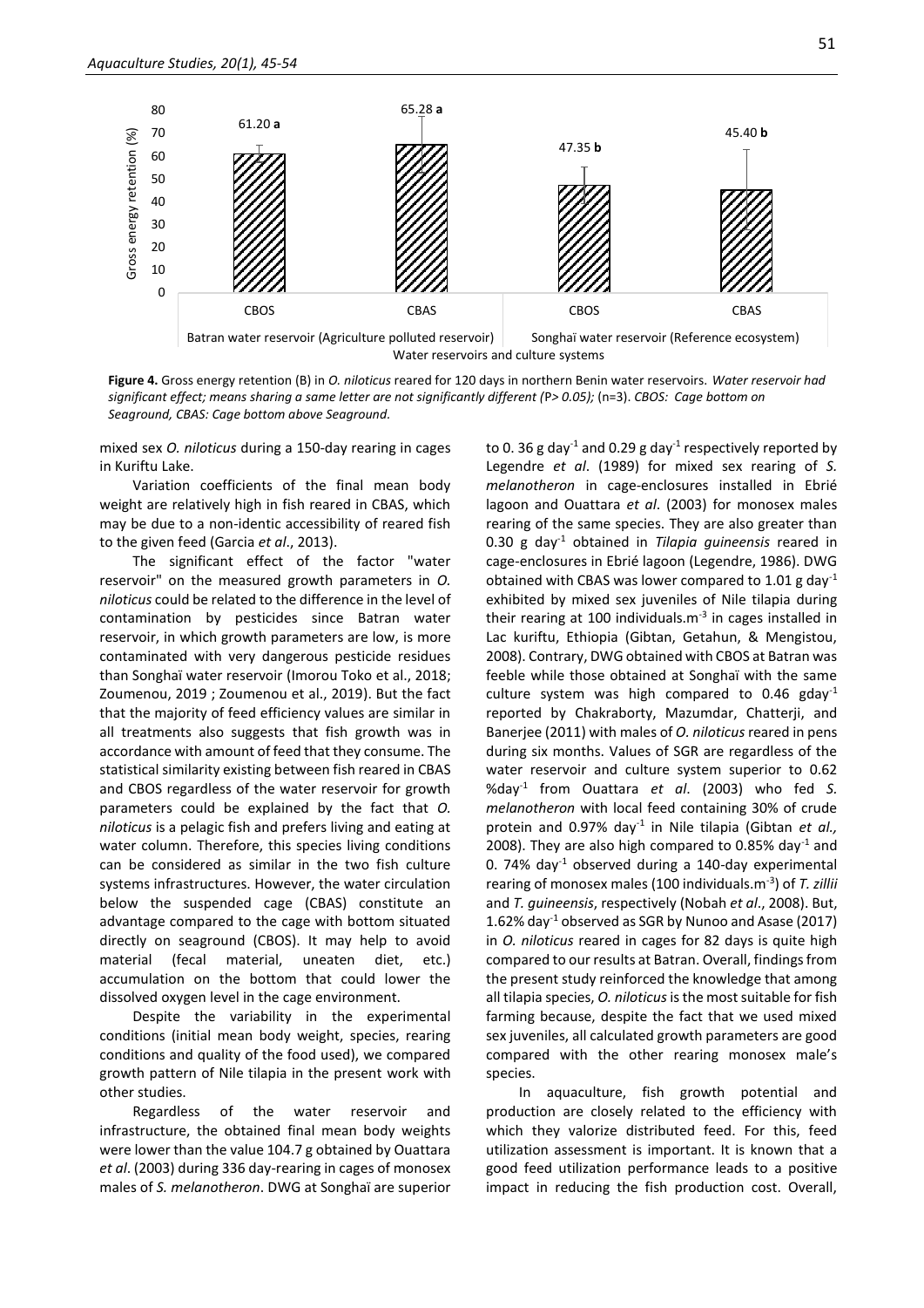**Figure 4.** Gross energy retention (B) in *O. niloticus* reared for 120 days in northern Benin water reservoirs. *Water reservoir had significant effect; means sharing a same letter are not significantly different (P> 0.05);* (n=3). *CBOS: Cage bottom on Seaground, CBAS: Cage bottom above Seaground.*

mixed sex *O. niloticus* during a 150-day rearing in cages in Kuriftu Lake.

Variation coefficients of the final mean body weight are relatively high in fish reared in CBAS, which may be due to a non-identic accessibility of reared fish to the given feed (Garcia *et al*., 2013).

The significant effect of the factor "water reservoir" on the measured growth parameters in *O. niloticus* could be related to the difference in the level of contamination by pesticides since Batran water reservoir, in which growth parameters are low, is more contaminated with very dangerous pesticide residues than Songhaï water reservoir (Imorou Toko et al., 2018; Zoumenou, 2019 ; Zoumenou et al., 2019). But the fact that the majority of feed efficiency values are similar in all treatments also suggests that fish growth was in accordance with amount of feed that they consume. The statistical similarity existing between fish reared in CBAS and CBOS regardless of the water reservoir for growth parameters could be explained by the fact that *O. niloticus* is a pelagic fish and prefers living and eating at water column. Therefore, this species living conditions can be considered as similar in the two fish culture systems infrastructures. However, the water circulation below the suspended cage (CBAS) constitute an advantage compared to the cage with bottom situated directly on seaground (CBOS). It may help to avoid material (fecal material, uneaten diet, etc.) accumulation on the bottom that could lower the dissolved oxygen level in the cage environment.

Despite the variability in the experimental conditions (initial mean body weight, species, rearing conditions and quality of the food used), we compared growth pattern of Nile tilapia in the present work with other studies.

Regardless of the water reservoir and infrastructure, the obtained final mean body weights were lower than the value 104.7 g obtained by Ouattara *et al*. (2003) during 336 day-rearing in cages of monosex males of *S. melanotheron*. DWG at Songhaï are superior to 0. 36 g day$^{-1}$ and 0.29 g day$^{-1}$ respectively reported by Legendre *et al*. (1989) for mixed sex rearing of *S. melanotheron* in cage-enclosures installed in Ebrié lagoon and Ouattara *et al*. (2003) for monosex males rearing of the same species. They are also greater than 0.30 g day$^{-1}$ obtained in *Tilapia guineensis* reared in cage-enclosures in Ebrié lagoon (Legendre, 1986). DWG obtained with CBAS was lower compared to 1.01 g day$^{-1}$ exhibited by mixed sex juveniles of Nile tilapia during their rearing at 100 individuals.m$^{-3}$ in cages installed in Lac kuriftu, Ethiopia (Gibtan, Getahun, & Mengistou, 2008). Contrary, DWG obtained with CBOS at Batran was feeble while those obtained at Songhaï with the same culture system was high compared to 0.46 gday$^{-1}$ reported by Chakraborty, Mazumdar, Chatterji, and Banerjee (2011) with males of *O. niloticus* reared in pens during six months. Values of SGR are regardless of the water reservoir and culture system superior to 0.62 %day$^{-1}$ from Ouattara *et al*. (2003) who fed *S. melanotheron* with local feed containing 30% of crude protein and 0.97% day$^{-1}$ in Nile tilapia (Gibtan *et al.,* 2008). They are also high compared to 0.85% day$^{-1}$ and 0. 74% day$^{-1}$ observed during a 140-day experimental rearing of monosex males (100 individuals.m$^{-3}$) of *T. zillii* and *T. guineensis*, respectively (Nobah *et al*., 2008). But, 1.62% day$^{-1}$ observed as SGR by Nunoo and Asase (2017) in *O. niloticus* reared in cages for 82 days is quite high compared to our results at Batran. Overall, findings from the present study reinforced the knowledge that among all tilapia species, *O. niloticus* is the most suitable for fish farming because, despite the fact that we used mixed sex juveniles, all calculated growth parameters are good compared with the other rearing monosex male's species.

In aquaculture, fish growth potential and production are closely related to the efficiency with which they valorize distributed feed. For this, feed utilization assessment is important. It is known that a good feed utilization performance leads to a positive impact in reducing the fish production cost. Overall,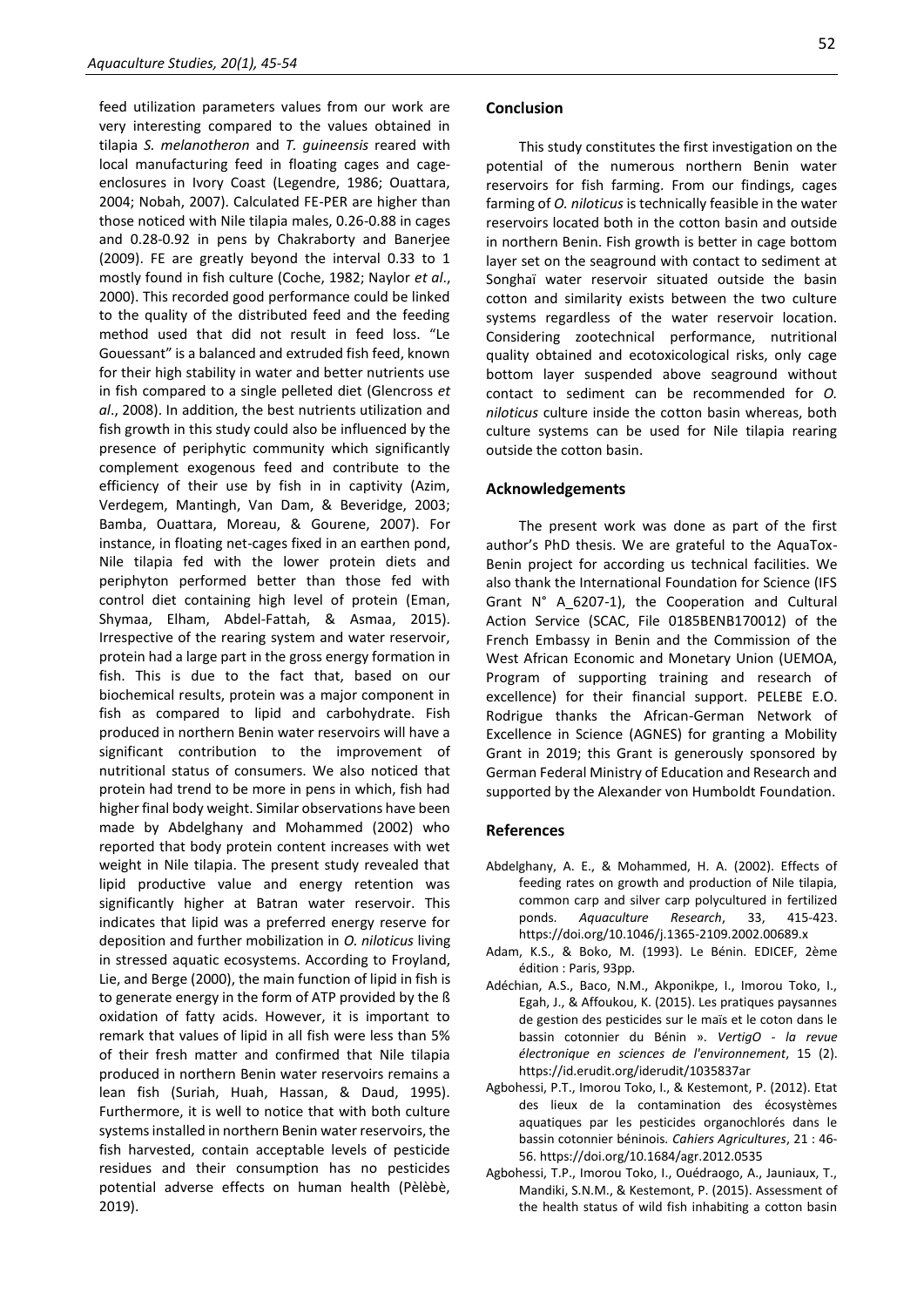feed utilization parameters values from our work are very interesting compared to the values obtained in tilapia *S. melanotheron* and *T. guineensis* reared with local manufacturing feed in floating cages and cage-enclosures in Ivory Coast (Legendre, 1986; Ouattara, 2004; Nobah, 2007). Calculated FE-PER are higher than those noticed with Nile tilapia males, 0.26-0.88 in cages and 0.28-0.92 in pens by Chakraborty and Banerjee (2009). FE are greatly beyond the interval 0.33 to 1 mostly found in fish culture (Coche, 1982; Naylor *et al*., 2000). This recorded good performance could be linked to the quality of the distributed feed and the feeding method used that did not result in feed loss. "Le Gouessant" is a balanced and extruded fish feed, known for their high stability in water and better nutrients use in fish compared to a single pelleted diet (Glencross *et al*., 2008). In addition, the best nutrients utilization and fish growth in this study could also be influenced by the presence of periphytic community which significantly complement exogenous feed and contribute to the efficiency of their use by fish in in captivity (Azim, Verdegem, Mantingh, Van Dam, & Beveridge, 2003; Bamba, Ouattara, Moreau, & Gourene, 2007). For instance, in floating net-cages fixed in an earthen pond, Nile tilapia fed with the lower protein diets and periphyton performed better than those fed with control diet containing high level of protein (Eman, Shymaa, Elham, Abdel-Fattah, & Asmaa, 2015). Irrespective of the rearing system and water reservoir, protein had a large part in the gross energy formation in fish. This is due to the fact that, based on our biochemical results, protein was a major component in fish as compared to lipid and carbohydrate. Fish produced in northern Benin water reservoirs will have a significant contribution to the improvement of nutritional status of consumers. We also noticed that protein had trend to be more in pens in which, fish had higher final body weight. Similar observations have been made by Abdelghany and Mohammed (2002) who reported that body protein content increases with wet weight in Nile tilapia. The present study revealed that lipid productive value and energy retention was significantly higher at Batran water reservoir. This indicates that lipid was a preferred energy reserve for deposition and further mobilization in *O. niloticus* living in stressed aquatic ecosystems. According to Froyland, Lie, and Berge (2000), the main function of lipid in fish is to generate energy in the form of ATP provided by the ß oxidation of fatty acids. However, it is important to remark that values of lipid in all fish were less than 5% of their fresh matter and confirmed that Nile tilapia produced in northern Benin water reservoirs remains a lean fish (Suriah, Huah, Hassan, & Daud, 1995). Furthermore, it is well to notice that with both culture systems installed in northern Benin water reservoirs, the fish harvested, contain acceptable levels of pesticide residues and their consumption has no pesticides potential adverse effects on human health (Pèlèbè, 2019).

## Conclusion

This study constitutes the first investigation on the potential of the numerous northern Benin water reservoirs for fish farming. From our findings, cages farming of *O. niloticus* is technically feasible in the water reservoirs located both in the cotton basin and outside in northern Benin. Fish growth is better in cage bottom layer set on the seaground with contact to sediment at Songhaï water reservoir situated outside the basin cotton and similarity exists between the two culture systems regardless of the water reservoir location. Considering zootechnical performance, nutritional quality obtained and ecotoxicological risks, only cage bottom layer suspended above seaground without contact to sediment can be recommended for *O. niloticus* culture inside the cotton basin whereas, both culture systems can be used for Nile tilapia rearing outside the cotton basin.

## Acknowledgements

The present work was done as part of the first author's PhD thesis. We are grateful to the AquaTox-Benin project for according us technical facilities. We also thank the International Foundation for Science (IFS Grant N° A_6207-1), the Cooperation and Cultural Action Service (SCAC, File 0185BENB170012) of the French Embassy in Benin and the Commission of the West African Economic and Monetary Union (UEMOA, Program of supporting training and research of excellence) for their financial support. PELEBE E.O. Rodrigue thanks the African-German Network of Excellence in Science (AGNES) for granting a Mobility Grant in 2019; this Grant is generously sponsored by German Federal Ministry of Education and Research and supported by the Alexander von Humboldt Foundation.

## References

Abdelghany, A. E., & Mohammed, H. A. (2002). Effects of feeding rates on growth and production of Nile tilapia, common carp and silver carp polycultured in fertilized ponds. *Aquaculture Research*, 33, 415-423. https://doi.org/10.1046/j.1365-2109.2002.00689.x

Adam, K.S., & Boko, M. (1993). Le Bénin. EDICEF, 2ème édition : Paris, 93pp.

Adéchian, A.S., Baco, N.M., Akponikpe, I., Imorou Toko, I., Egah, J., & Affoukou, K. (2015). Les pratiques paysannes de gestion des pesticides sur le maïs et le coton dans le bassin cotonnier du Bénin ». *VertigO - la revue électronique en sciences de l'environnement*, 15 (2). https://id.erudit.org/iderudit/1035837ar

Agbohessi, P.T., Imorou Toko, I., & Kestemont, P. (2012). Etat des lieux de la contamination des écosystèmes aquatiques par les pesticides organochlorés dans le bassin cotonnier béninois. *Cahiers Agricultures*, 21 : 46-56. https://doi.org/10.1684/agr.2012.0535

Agbohessi, T.P., Imorou Toko, I., Ouédraogo, A., Jauniaux, T., Mandiki, S.N.M., & Kestemont, P. (2015). Assessment of the health status of wild fish inhabiting a cotton basin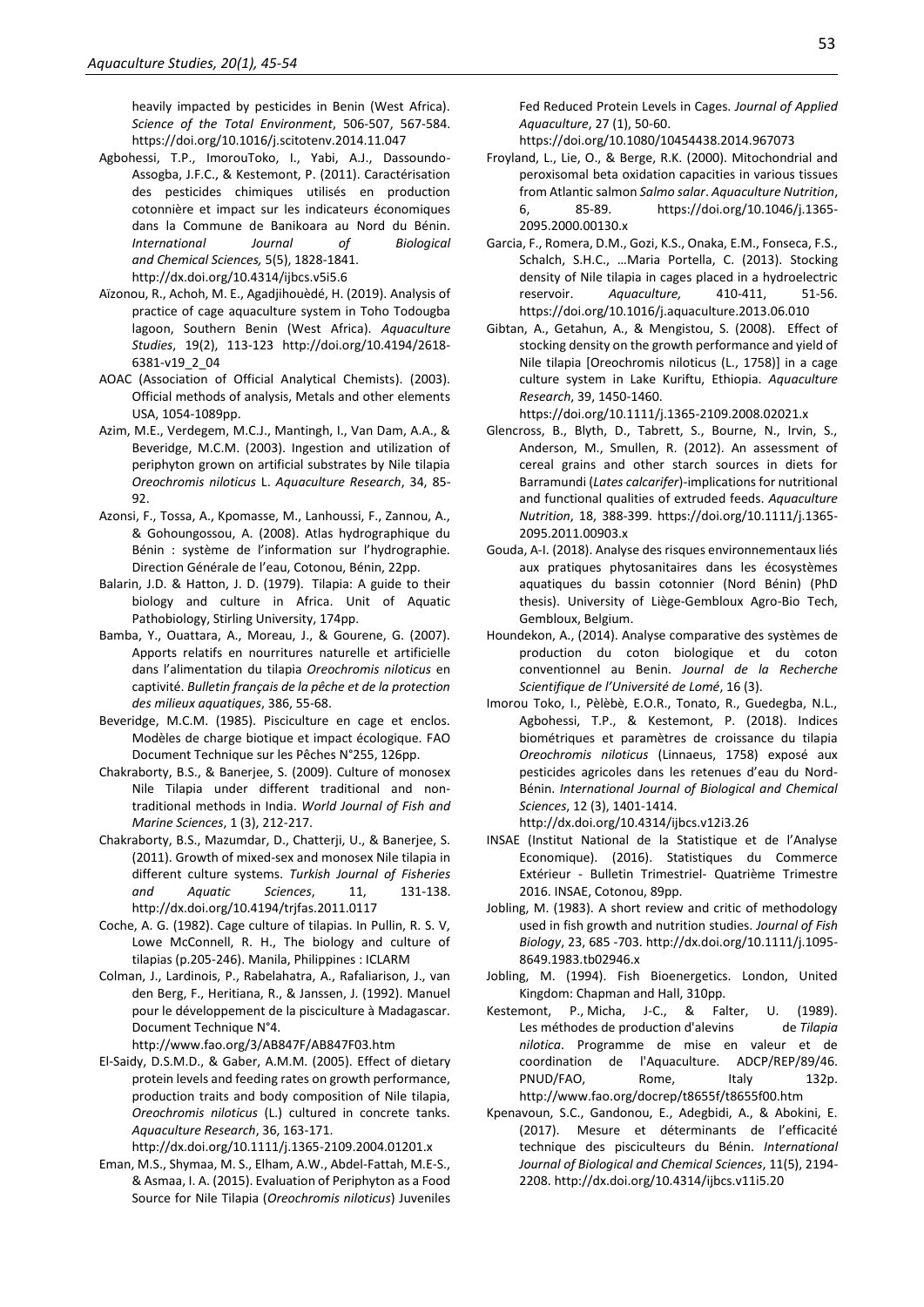heavily impacted by pesticides in Benin (West Africa). *Science of the Total Environment*, 506-507, 567-584. https://doi.org/10.1016/j.scitotenv.2014.11.047

Agbohessi, T.P., ImorouToko, I., Yabi, A.J., Dassoundo-Assogba, J.F.C., & Kestemont, P. (2011). Caractérisation des pesticides chimiques utilisés en production cotonnière et impact sur les indicateurs économiques dans la Commune de Banikoara au Nord du Bénin. *International Journal of Biological and Chemical Sciences,* 5(5), 1828-1841. http://dx.doi.org/10.4314/ijbcs.v5i5.6

Aïzonou, R., Achoh, M. E., Agadjihouèdé, H. (2019). Analysis of practice of cage aquaculture system in Toho Todougba lagoon, Southern Benin (West Africa). *Aquaculture Studies*, 19(2), 113-123 http://doi.org/10.4194/2618-6381-v19_2_04

AOAC (Association of Official Analytical Chemists). (2003). Official methods of analysis, Metals and other elements USA, 1054-1089pp.

Azim, M.E., Verdegem, M.C.J., Mantingh, I., Van Dam, A.A., & Beveridge, M.C.M. (2003). Ingestion and utilization of periphyton grown on artificial substrates by Nile tilapia *Oreochromis niloticus* L. *Aquaculture Research*, 34, 85-92.

Azonsi, F., Tossa, A., Kpomasse, M., Lanhoussi, F., Zannou, A., & Gohoungossou, A. (2008). Atlas hydrographique du Bénin : système de l'information sur l'hydrographie. Direction Générale de l'eau, Cotonou, Bénin, 22pp.

Balarin, J.D. & Hatton, J. D. (1979). Tilapia: A guide to their biology and culture in Africa. Unit of Aquatic Pathobiology, Stirling University, 174pp.

Bamba, Y., Ouattara, A., Moreau, J., & Gourene, G. (2007). Apports relatifs en nourritures naturelle et artificielle dans l'alimentation du tilapia *Oreochromis niloticus* en captivité. *Bulletin français de la pêche et de la protection des milieux aquatiques*, 386, 55-68.

Beveridge, M.C.M. (1985). Pisciculture en cage et enclos. Modèles de charge biotique et impact écologique. FAO Document Technique sur les Pêches N°255, 126pp.

Chakraborty, B.S., & Banerjee, S. (2009). Culture of monosex Nile Tilapia under different traditional and non-traditional methods in India. *World Journal of Fish and Marine Sciences*, 1 (3), 212-217.

Chakraborty, B.S., Mazumdar, D., Chatterji, U., & Banerjee, S. (2011). Growth of mixed-sex and monosex Nile tilapia in different culture systems. *Turkish Journal of Fisheries and Aquatic Sciences*, 11, 131-138. http://dx.doi.org/10.4194/trjfas.2011.0117

Coche, A. G. (1982). Cage culture of tilapias. In Pullin, R. S. V, Lowe McConnell, R. H., The biology and culture of tilapias (p.205-246). Manila, Philippines : ICLARM

Colman, J., Lardinois, P., Rabelahatra, A., Rafaliarison, J., van den Berg, F., Heritiana, R., & Janssen, J. (1992). Manuel pour le développement de la pisciculture à Madagascar. Document Technique N°4. http://www.fao.org/3/AB847F/AB847F03.htm

El-Saidy, D.S.M.D., & Gaber, A.M.M. (2005). Effect of dietary protein levels and feeding rates on growth performance, production traits and body composition of Nile tilapia, *Oreochromis niloticus* (L.) cultured in concrete tanks. *Aquaculture Research*, 36, 163-171. http://dx.doi.org/10.1111/j.1365-2109.2004.01201.x

Eman, M.S., Shymaa, M. S., Elham, A.W., Abdel-Fattah, M.E-S., & Asmaa, I. A. (2015). Evaluation of Periphyton as a Food Source for Nile Tilapia (*Oreochromis niloticus*) Juveniles Fed Reduced Protein Levels in Cages. *Journal of Applied Aquaculture*, 27 (1), 50-60. https://doi.org/10.1080/10454438.2014.967073

Froyland, L., Lie, O., & Berge, R.K. (2000). Mitochondrial and peroxisomal beta oxidation capacities in various tissues from Atlantic salmon *Salmo salar*. *Aquaculture Nutrition*, 6, 85-89. https://doi.org/10.1046/j.1365-2095.2000.00130.x

Garcia, F., Romera, D.M., Gozi, K.S., Onaka, E.M., Fonseca, F.S., Schalch, S.H.C., …Maria Portella, C. (2013). Stocking density of Nile tilapia in cages placed in a hydroelectric reservoir. *Aquaculture,* 410-411, 51-56. https://doi.org/10.1016/j.aquaculture.2013.06.010

Gibtan, A., Getahun, A., & Mengistou, S. (2008). Effect of stocking density on the growth performance and yield of Nile tilapia [Oreochromis niloticus (L., 1758)] in a cage culture system in Lake Kuriftu, Ethiopia. *Aquaculture Research*, 39, 1450-1460. https://doi.org/10.1111/j.1365-2109.2008.02021.x

Glencross, B., Blyth, D., Tabrett, S., Bourne, N., Irvin, S., Anderson, M., Smullen, R. (2012). An assessment of cereal grains and other starch sources in diets for Barramundi (*Lates calcarifer*)-implications for nutritional and functional qualities of extruded feeds. *Aquaculture Nutrition*, 18, 388-399. https://doi.org/10.1111/j.1365-2095.2011.00903.x

Gouda, A-I. (2018). Analyse des risques environnementaux liés aux pratiques phytosanitaires dans les écosystèmes aquatiques du bassin cotonnier (Nord Bénin) (PhD thesis). University of Liège-Gembloux Agro-Bio Tech, Gembloux, Belgium.

Houndekon, A., (2014). Analyse comparative des systèmes de production du coton biologique et du coton conventionnel au Benin. *Journal de la Recherche Scientifique de l'Université de Lomé*, 16 (3).

Imorou Toko, I., Pèlèbè, E.O.R., Tonato, R., Guedegba, N.L., Agbohessi, T.P., & Kestemont, P. (2018). Indices biométriques et paramètres de croissance du tilapia *Oreochromis niloticus* (Linnaeus, 1758) exposé aux pesticides agricoles dans les retenues d'eau du Nord-Bénin. *International Journal of Biological and Chemical Sciences*, 12 (3), 1401-1414. http://dx.doi.org/10.4314/ijbcs.v12i3.26

INSAE (Institut National de la Statistique et de l'Analyse Economique). (2016). Statistiques du Commerce Extérieur - Bulletin Trimestriel- Quatrième Trimestre 2016. INSAE, Cotonou, 89pp.

Jobling, M. (1983). A short review and critic of methodology used in fish growth and nutrition studies. *Journal of Fish Biology*, 23, 685 -703. http://dx.doi.org/10.1111/j.1095-8649.1983.tb02946.x

Jobling, M. (1994). Fish Bioenergetics. London, United Kingdom: Chapman and Hall, 310pp.

Kestemont, P., Micha, J-C., & Falter, U. (1989). Les méthodes de production d'alevins de *Tilapia nilotica*. Programme de mise en valeur et de coordination de l'Aquaculture. ADCP/REP/89/46. PNUD/FAO, Rome, Italy 132p. http://www.fao.org/docrep/t8655f/t8655f00.htm

Kpenavoun, S.C., Gandonou, E., Adegbidi, A., & Abokini, E. (2017). Mesure et déterminants de l'efficacité technique des pisciculteurs du Bénin. *International Journal of Biological and Chemical Sciences*, 11(5), 2194-2208. http://dx.doi.org/10.4314/ijbcs.v11i5.20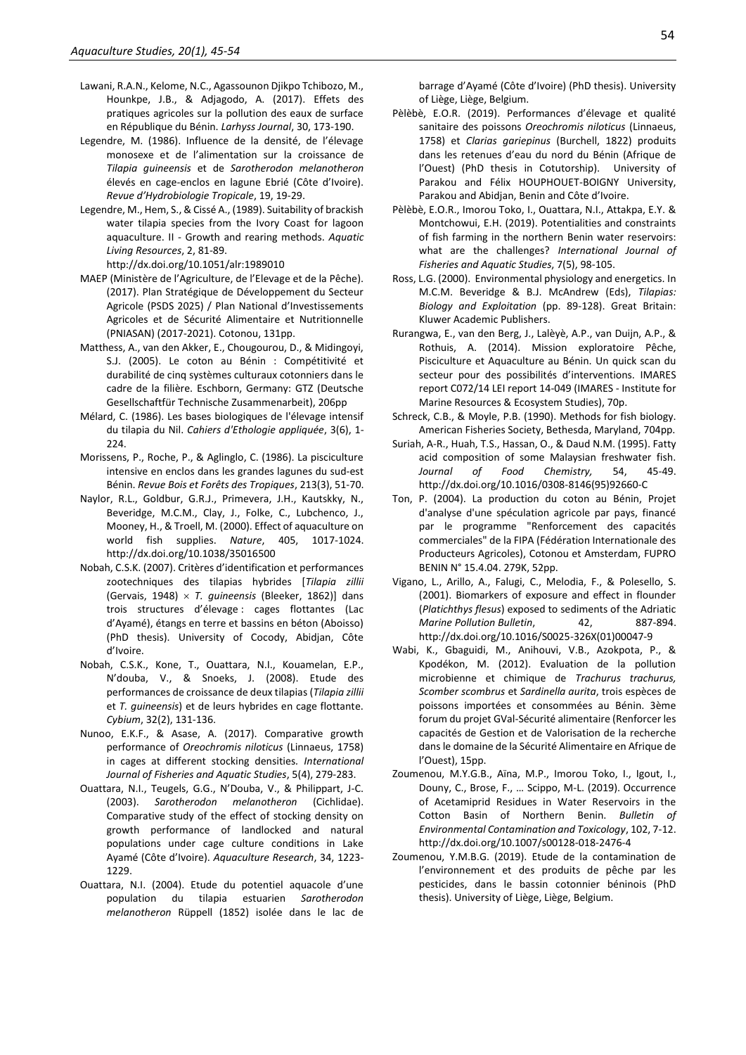Lawani, R.A.N., Kelome, N.C., Agassounon Djikpo Tchibozo, M., Hounkpe, J.B., & Adjagodo, A. (2017). Effets des pratiques agricoles sur la pollution des eaux de surface en République du Bénin. *Larhyss Journal*, 30, 173-190.

Legendre, M. (1986). Influence de la densité, de l'élevage monosexe et de l'alimentation sur la croissance de *Tilapia guineensis* et de *Sarotherodon melanotheron* élevés en cage-enclos en lagune Ebrié (Côte d'Ivoire). *Revue d'Hydrobiologie Tropicale*, 19, 19-29.

Legendre, M., Hem, S., & Cissé A., (1989). Suitability of brackish water tilapia species from the Ivory Coast for lagoon aquaculture. II - Growth and rearing methods. *Aquatic Living Resources*, 2, 81-89. http://dx.doi.org/10.1051/alr:1989010

MAEP (Ministère de l'Agriculture, de l'Elevage et de la Pêche). (2017). Plan Stratégique de Développement du Secteur Agricole (PSDS 2025) / Plan National d'Investissements Agricoles et de Sécurité Alimentaire et Nutritionnelle (PNIASAN) (2017-2021). Cotonou, 131pp.

Matthess, A., van den Akker, E., Chougourou, D., & Midingoyi, S.J. (2005). Le coton au Bénin : Compétitivité et durabilité de cinq systèmes culturaux cotonniers dans le cadre de la filière. Eschborn, Germany: GTZ (Deutsche Gesellschaftfür Technische Zusammenarbeit), 206pp

Mélard, C. (1986). Les bases biologiques de l'élevage intensif du tilapia du Nil. *Cahiers d'Ethologie appliquée*, 3(6), 1-224.

Morissens, P., Roche, P., & Aglinglo, C. (1986). La pisciculture intensive en enclos dans les grandes lagunes du sud-est Bénin. *Revue Bois et Forêts des Tropiques*, 213(3), 51-70.

Naylor, R.L., Goldbur, G.R.J., Primevera, J.H., Kautskky, N., Beveridge, M.C.M., Clay, J., Folke, C., Lubchenco, J., Mooney, H., & Troell, M. (2000). Effect of aquaculture on world fish supplies. *Nature*, 405, 1017-1024. http://dx.doi.org/10.1038/35016500

Nobah, C.S.K. (2007). Critères d'identification et performances zootechniques des tilapias hybrides [*Tilapia zillii* (Gervais, 1948) × *T. guineensis* (Bleeker, 1862)] dans trois structures d'élevage : cages flottantes (Lac d'Ayamé), étangs en terre et bassins en béton (Aboisso) (PhD thesis). University of Cocody, Abidjan, Côte d'Ivoire.

Nobah, C.S.K., Kone, T., Ouattara, N.I., Kouamelan, E.P., N'douba, V., & Snoeks, J. (2008). Etude des performances de croissance de deux tilapias (*Tilapia zillii* et *T. guineensis*) et de leurs hybrides en cage flottante. *Cybium*, 32(2), 131-136.

Nunoo, E.K.F., & Asase, A. (2017). Comparative growth performance of *Oreochromis niloticus* (Linnaeus, 1758) in cages at different stocking densities. *International Journal of Fisheries and Aquatic Studies*, 5(4), 279-283.

Ouattara, N.I., Teugels, G.G., N'Douba, V., & Philippart, J-C. (2003). *Sarotherodon melanotheron* (Cichlidae). Comparative study of the effect of stocking density on growth performance of landlocked and natural populations under cage culture conditions in Lake Ayamé (Côte d'Ivoire). *Aquaculture Research*, 34, 1223-1229.

Ouattara, N.I. (2004). Etude du potentiel aquacole d'une population du tilapia estuarien *Sarotherodon melanotheron* Rüppell (1852) isolée dans le lac de barrage d'Ayamé (Côte d'Ivoire) (PhD thesis). University of Liège, Liège, Belgium.

Pèlèbè, E.O.R. (2019). Performances d'élevage et qualité sanitaire des poissons *Oreochromis niloticus* (Linnaeus, 1758) et *Clarias gariepinus* (Burchell, 1822) produits dans les retenues d'eau du nord du Bénin (Afrique de l'Ouest) (PhD thesis in Cotutorship). University of Parakou and Félix HOUPHOUET-BOIGNY University, Parakou and Abidjan, Benin and Côte d'Ivoire.

Pèlèbè, E.O.R., Imorou Toko, I., Ouattara, N.I., Attakpa, E.Y. & Montchowui, E.H. (2019). Potentialities and constraints of fish farming in the northern Benin water reservoirs: what are the challenges? *International Journal of Fisheries and Aquatic Studies*, 7(5), 98-105.

Ross, L.G. (2000). Environmental physiology and energetics. In M.C.M. Beveridge & B.J. McAndrew (Eds), *Tilapias: Biology and Exploitation* (pp. 89-128). Great Britain: Kluwer Academic Publishers.

Rurangwa, E., van den Berg, J., Lalèyè, A.P., van Duijn, A.P., & Rothuis, A. (2014). Mission exploratoire Pêche, Pisciculture et Aquaculture au Bénin. Un quick scan du secteur pour des possibilités d'interventions. IMARES report C072/14 LEI report 14-049 (IMARES - Institute for Marine Resources & Ecosystem Studies), 70p.

Schreck, C.B., & Moyle, P.B. (1990). Methods for fish biology. American Fisheries Society, Bethesda, Maryland, 704pp.

Suriah, A-R., Huah, T.S., Hassan, O., & Daud N.M. (1995). Fatty acid composition of some Malaysian freshwater fish. *Journal of Food Chemistry,* 54, 45-49. http://dx.doi.org/10.1016/0308-8146(95)92660-C

Ton, P. (2004). La production du coton au Bénin, Projet d'analyse d'une spéculation agricole par pays, financé par le programme "Renforcement des capacités commerciales" de la FIPA (Fédération Internationale des Producteurs Agricoles), Cotonou et Amsterdam, FUPRO BENIN N° 15.4.04. 279K, 52pp.

Vigano, L., Arillo, A., Falugi, C., Melodia, F., & Polesello, S. (2001). Biomarkers of exposure and effect in flounder (*Platichthys flesus*) exposed to sediments of the Adriatic *Marine Pollution Bulletin*, 42, 887-894. http://dx.doi.org/10.1016/S0025-326X(01)00047-9

Wabi, K., Gbaguidi, M., Anihouvi, V.B., Azokpota, P., & Kpodékon, M. (2012). Evaluation de la pollution microbienne et chimique de *Trachurus trachurus, Scomber scombrus* et *Sardinella aurita*, trois espèces de poissons importées et consommées au Bénin. 3ème forum du projet GVal-Sécurité alimentaire (Renforcer les capacités de Gestion et de Valorisation de la recherche dans le domaine de la Sécurité Alimentaire en Afrique de l'Ouest), 15pp.

Zoumenou, M.Y.G.B., Aïna, M.P., Imorou Toko, I., Igout, I., Douny, C., Brose, F., … Scippo, M-L. (2019). Occurrence of Acetamiprid Residues in Water Reservoirs in the Cotton Basin of Northern Benin. *Bulletin of Environmental Contamination and Toxicology*, 102, 7-12. http://dx.doi.org/10.1007/s00128-018-2476-4

Zoumenou, Y.M.B.G. (2019). Etude de la contamination de l'environnement et des produits de pêche par les pesticides, dans le bassin cotonnier béninois (PhD thesis). University of Liège, Liège, Belgium.